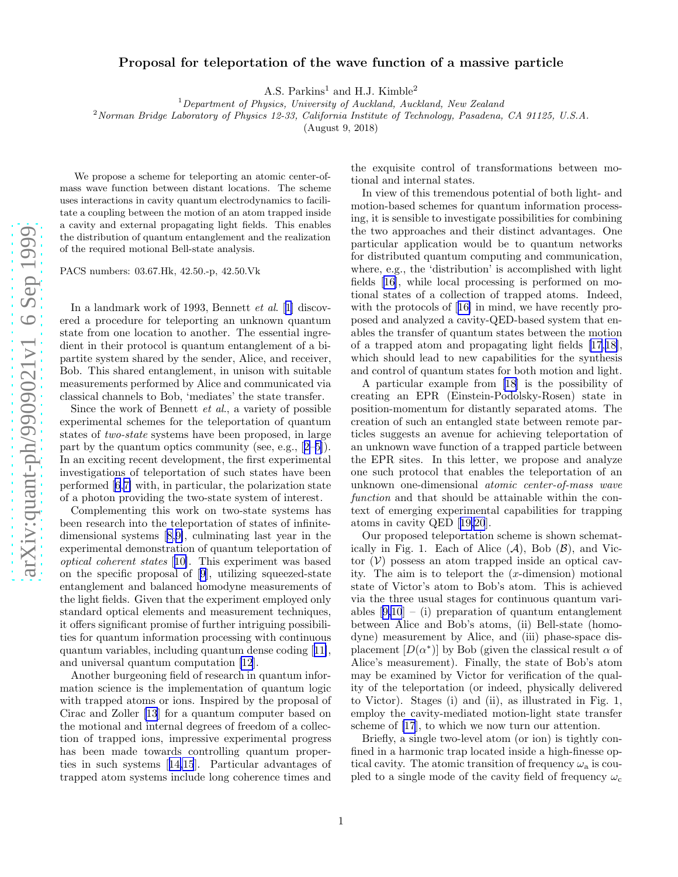# Proposal for teleportation of the wave function of a massive particle

A.S. Parkins[1] and H.J. Kimble[2]

[1] *Department of Physics, University of Auckland, Auckland, New Zealand*

[2] *Norman Bridge Laboratory of Physics 12-33, California Institute of Technology, Pasadena, CA 91125, U.S.A.*

(August 9, 2018)

We propose a scheme for teleporting an atomic center-of-mass wave function between distant locations. The scheme uses interactions in cavity quantum electrodynamics to facilitate a coupling between the motion of an atom trapped inside a cavity and external propagating light fields. This enables the distribution of quantum entanglement and the realization of the required motional Bell-state analysis.

PACS numbers: 03.67.Hk, 42.50.-p, 42.50.Vk

In a landmark work of 1993, Bennett *et al.* [1] discovered a procedure for teleporting an unknown quantum state from one location to another. The essential ingredient in their protocol is quantum entanglement of a bipartite system shared by the sender, Alice, and receiver, Bob. This shared entanglement, in unison with suitable measurements performed by Alice and communicated via classical channels to Bob, 'mediates' the state transfer.

Since the work of Bennett *et al.*, a variety of possible experimental schemes for the teleportation of quantum states of *two-state* systems have been proposed, in large part by the quantum optics community (see, e.g., [2–5]). In an exciting recent development, the first experimental investigations of teleportation of such states have been performed [6,7] with, in particular, the polarization state of a photon providing the two-state system of interest.

Complementing this work on two-state systems has been research into the teleportation of states of infinite-dimensional systems [8,9], culminating last year in the experimental demonstration of quantum teleportation of *optical coherent states* [10]. This experiment was based on the specific proposal of [9], utilizing squeezed-state entanglement and balanced homodyne measurements of the light fields. Given that the experiment employed only standard optical elements and measurement techniques, it offers significant promise of further intriguing possibilities for quantum information processing with continuous quantum variables, including quantum dense coding [11], and universal quantum computation [12].

Another burgeoning field of research in quantum information science is the implementation of quantum logic with trapped atoms or ions. Inspired by the proposal of Cirac and Zoller [13] for a quantum computer based on the motional and internal degrees of freedom of a collection of trapped ions, impressive experimental progress has been made towards controlling quantum properties in such systems [14,15]. Particular advantages of trapped atom systems include long coherence times and the exquisite control of transformations between motional and internal states.

In view of this tremendous potential of both light- and motion-based schemes for quantum information processing, it is sensible to investigate possibilities for combining the two approaches and their distinct advantages. One particular application would be to quantum networks for distributed quantum computing and communication, where, e.g., the 'distribution' is accomplished with light fields [16], while local processing is performed on motional states of a collection of trapped atoms. Indeed, with the protocols of [16] in mind, we have recently proposed and analyzed a cavity-QED-based system that enables the transfer of quantum states between the motion of a trapped atom and propagating light fields [17,18], which should lead to new capabilities for the synthesis and control of quantum states for both motion and light.

A particular example from [18] is the possibility of creating an EPR (Einstein-Podolsky-Rosen) state in position-momentum for distantly separated atoms. The creation of such an entangled state between remote particles suggests an avenue for achieving teleportation of an unknown wave function of a trapped particle between the EPR sites. In this letter, we propose and analyze one such protocol that enables the teleportation of an unknown one-dimensional *atomic center-of-mass wave function* and that should be attainable within the context of emerging experimental capabilities for trapping atoms in cavity QED [19,20].

Our proposed teleportation scheme is shown schematically in Fig. 1. Each of Alice ($\mathcal{A}$), Bob ($\mathcal{B}$), and Victor ($\mathcal{V}$) possess an atom trapped inside an optical cavity. The aim is to teleport the ($x$-dimension) motional state of Victor's atom to Bob's atom. This is achieved via the three usual stages for continuous quantum variables [9,10] – (i) preparation of quantum entanglement between Alice and Bob's atoms, (ii) Bell-state (homodyne) measurement by Alice, and (iii) phase-space displacement [$D(\alpha^*)$] by Bob (given the classical result $\alpha$ of Alice's measurement). Finally, the state of Bob's atom may be examined by Victor for verification of the quality of the teleportation (or indeed, physically delivered to Victor). Stages (i) and (ii), as illustrated in Fig. 1, employ the cavity-mediated motion-light state transfer scheme of [17], to which we now turn our attention.

Briefly, a single two-level atom (or ion) is tightly confined in a harmonic trap located inside a high-finesse optical cavity. The atomic transition of frequency $\omega_a$ is coupled to a single mode of the cavity field of frequency $\omega_c$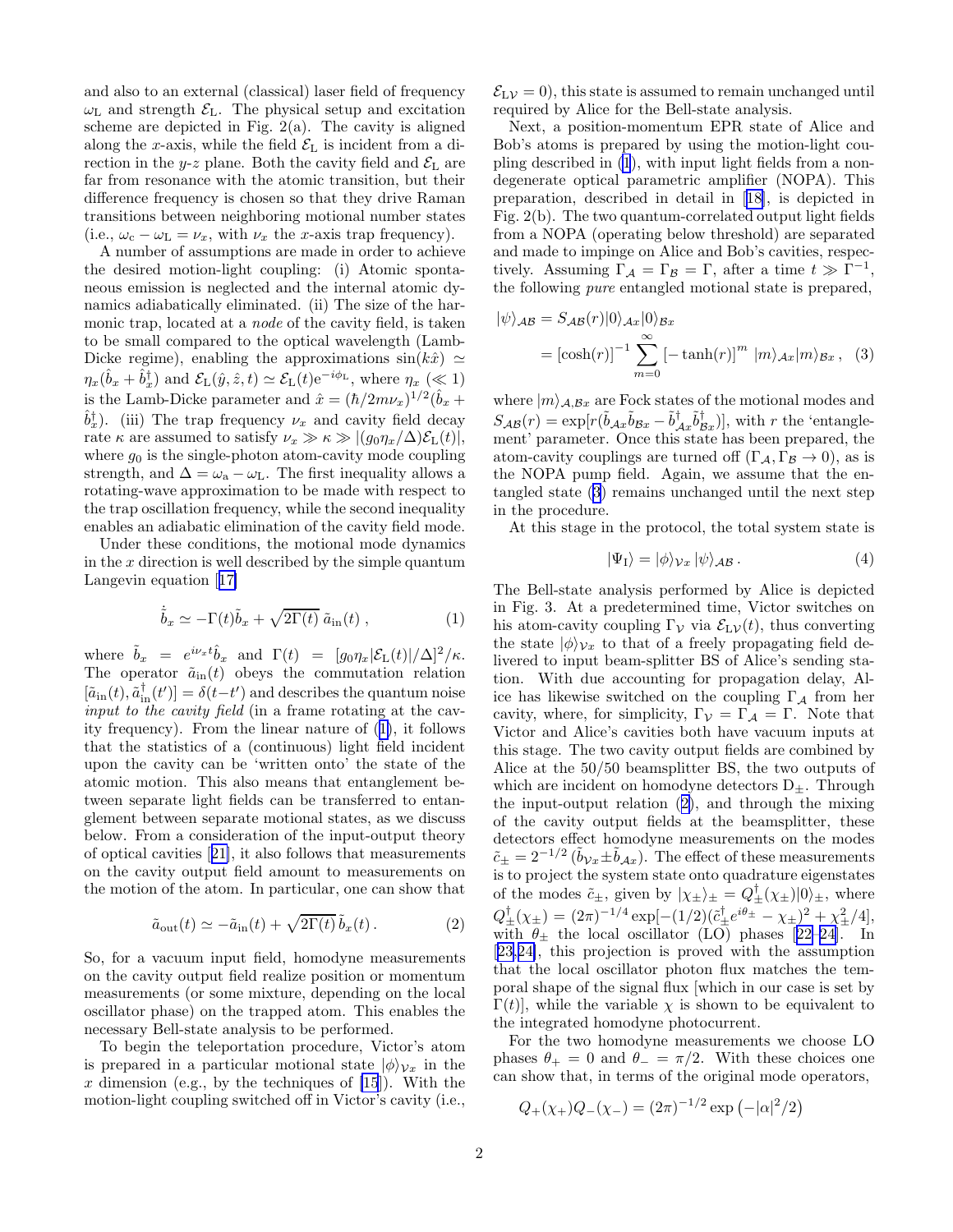and also to an external (classical) laser field of frequency $\omega_L$ and strength $\mathcal{E}_L$. The physical setup and excitation scheme are depicted in Fig. 2(a). The cavity is aligned along the $x$-axis, while the field $\mathcal{E}_L$ is incident from a direction in the $y$-$z$ plane. Both the cavity field and $\mathcal{E}_L$ are far from resonance with the atomic transition, but their difference frequency is chosen so that they drive Raman transitions between neighboring motional number states (i.e., $\omega_c - \omega_L = \nu_x$, with $\nu_x$ the $x$-axis trap frequency).

A number of assumptions are made in order to achieve the desired motion-light coupling: (i) Atomic spontaneous emission is neglected and the internal atomic dynamics adiabatically eliminated. (ii) The size of the harmonic trap, located at a *node* of the cavity field, is taken to be small compared to the optical wavelength (Lamb-Dicke regime), enabling the approximations $\sin(k\hat{x}) \simeq \eta_x(\hat{b}_x + \hat{b}_x^\dagger)$ and $\mathcal{E}_L(\hat{y},\hat{z},t) \simeq \mathcal{E}_L(t)e^{-i\phi_L}$, where $\eta_x$ ($\ll 1$) is the Lamb-Dicke parameter and $\hat{x} = (\hbar/2m\nu_x)^{1/2}(\hat{b}_x + \hat{b}_x^\dagger)$. (iii) The trap frequency $\nu_x$ and cavity field decay rate $\kappa$ are assumed to satisfy $\nu_x \gg \kappa \gg |(g_0\eta_x/\Delta)\mathcal{E}_L(t)|$, where $g_0$ is the single-photon atom-cavity mode coupling strength, and $\Delta = \omega_a - \omega_L$. The first inequality allows a rotating-wave approximation to be made with respect to the trap oscillation frequency, while the second inequality enables an adiabatic elimination of the cavity field mode.

Under these conditions, the motional mode dynamics in the $x$ direction is well described by the simple quantum Langevin equation [17]

$$\dot{\tilde{b}}_x \simeq -\Gamma(t)\tilde{b}_x + \sqrt{2\Gamma(t)}\,\tilde{a}_{\rm in}(t)\,, \tag{1}$$

where $\tilde{b}_x = e^{i\nu_x t}\hat{b}_x$ and $\Gamma(t) = [g_0\eta_x|\mathcal{E}_L(t)|/\Delta]^2/\kappa$. The operator $\tilde{a}_{\rm in}(t)$ obeys the commutation relation $[\tilde{a}_{\rm in}(t), \tilde{a}_{\rm in}^\dagger(t')] = \delta(t-t')$ and describes the quantum noise *input to the cavity field* (in a frame rotating at the cavity frequency). From the linear nature of (1), it follows that the statistics of a (continuous) light field incident upon the cavity can be 'written onto' the state of the atomic motion. This also means that entanglement between separate light fields can be transferred to entanglement between separate motional states, as we discuss below. From a consideration of the input-output theory of optical cavities [21], it also follows that measurements on the cavity output field amount to measurements on the motion of the atom. In particular, one can show that

$$\tilde{a}_{\rm out}(t) \simeq -\tilde{a}_{\rm in}(t) + \sqrt{2\Gamma(t)}\,\tilde{b}_x(t)\,. \tag{2}$$

So, for a vacuum input field, homodyne measurements on the cavity output field realize position or momentum measurements (or some mixture, depending on the local oscillator phase) on the trapped atom. This enables the necessary Bell-state analysis to be performed.

To begin the teleportation procedure, Victor's atom is prepared in a particular motional state $|\phi\rangle_{\mathcal{V}x}$ in the $x$ dimension (e.g., by the techniques of [15]). With the motion-light coupling switched off in Victor's cavity (i.e., $\mathcal{E}_{L\mathcal{V}} = 0$), this state is assumed to remain unchanged until required by Alice for the Bell-state analysis.

Next, a position-momentum EPR state of Alice and Bob's atoms is prepared by using the motion-light coupling described in (1), with input light fields from a non-degenerate optical parametric amplifier (NOPA). This preparation, described in detail in [18], is depicted in Fig. 2(b). The two quantum-correlated output light fields from a NOPA (operating below threshold) are separated and made to impinge on Alice and Bob's cavities, respectively. Assuming $\Gamma_\mathcal{A} = \Gamma_\mathcal{B} = \Gamma$, after a time $t \gg \Gamma^{-1}$, the following *pure* entangled motional state is prepared,

$$\begin{aligned}|\psi\rangle_{\mathcal{AB}} &= S_{\mathcal{AB}}(r)|0\rangle_{\mathcal{A}x}|0\rangle_{\mathcal{B}x} \\ &= [\cosh(r)]^{-1}\sum_{m=0}^{\infty}[-\tanh(r)]^m\,|m\rangle_{\mathcal{A}x}|m\rangle_{\mathcal{B}x}\,, \end{aligned} \tag{3}$$

where $|m\rangle_{\mathcal{A},\mathcal{B}x}$ are Fock states of the motional modes and $S_{\mathcal{AB}}(r) = \exp[r(\tilde{b}_{\mathcal{A}x}\tilde{b}_{\mathcal{B}x} - \tilde{b}_{\mathcal{A}x}^\dagger\tilde{b}_{\mathcal{B}x}^\dagger)]$, with $r$ the 'entanglement' parameter. Once this state has been prepared, the atom-cavity couplings are turned off ($\Gamma_\mathcal{A}, \Gamma_\mathcal{B} \to 0$), as is the NOPA pump field. Again, we assume that the entangled state (3) remains unchanged until the next step in the procedure.

At this stage in the protocol, the total system state is

$$|\Psi_I\rangle = |\phi\rangle_{\mathcal{V}x}\,|\psi\rangle_{\mathcal{AB}}\,. \tag{4}$$

The Bell-state analysis performed by Alice is depicted in Fig. 3. At a predetermined time, Victor switches on his atom-cavity coupling $\Gamma_\mathcal{V}$ via $\mathcal{E}_{L\mathcal{V}}(t)$, thus converting the state $|\phi\rangle_{\mathcal{V}x}$ to that of a freely propagating field delivered to input beam-splitter BS of Alice's sending station. With due accounting for propagation delay, Alice has likewise switched on the coupling $\Gamma_\mathcal{A}$ from her cavity, where, for simplicity, $\Gamma_\mathcal{V} = \Gamma_\mathcal{A} = \Gamma$. Note that Victor and Alice's cavities both have vacuum inputs at this stage. The two cavity output fields are combined by Alice at the 50/50 beamsplitter BS, the two outputs of which are incident on homodyne detectors $D_\pm$. Through the input-output relation (2), and through the mixing of the cavity output fields at the beamsplitter, these detectors effect homodyne measurements on the modes $\tilde{c}_\pm = 2^{-1/2}(\tilde{b}_{\mathcal{V}x} \pm \tilde{b}_{\mathcal{A}x})$. The effect of these measurements is to project the system state onto quadrature eigenstates of the modes $\tilde{c}_\pm$, given by $|\chi_\pm\rangle_\pm = Q_\pm^\dagger(\chi_\pm)|0\rangle_\pm$, where $Q_\pm^\dagger(\chi_\pm) = (2\pi)^{-1/4}\exp[-(1/2)(\tilde{c}_\pm^\dagger e^{i\theta_\pm} - \chi_\pm)^2 + \chi_\pm^2/4]$, with $\theta_\pm$ the local oscillator (LO) phases [22–24]. In [23,24], this projection is proved with the assumption that the local oscillator photon flux matches the temporal shape of the signal flux [which in our case is set by $\Gamma(t)$], while the variable $\chi$ is shown to be equivalent to the integrated homodyne photocurrent.

For the two homodyne measurements we choose LO phases $\theta_+ = 0$ and $\theta_- = \pi/2$. With these choices one can show that, in terms of the original mode operators,

$$Q_+(\chi_+)Q_-(\chi_-) = (2\pi)^{-1/2}\exp\left(-|\alpha|^2/2\right)$$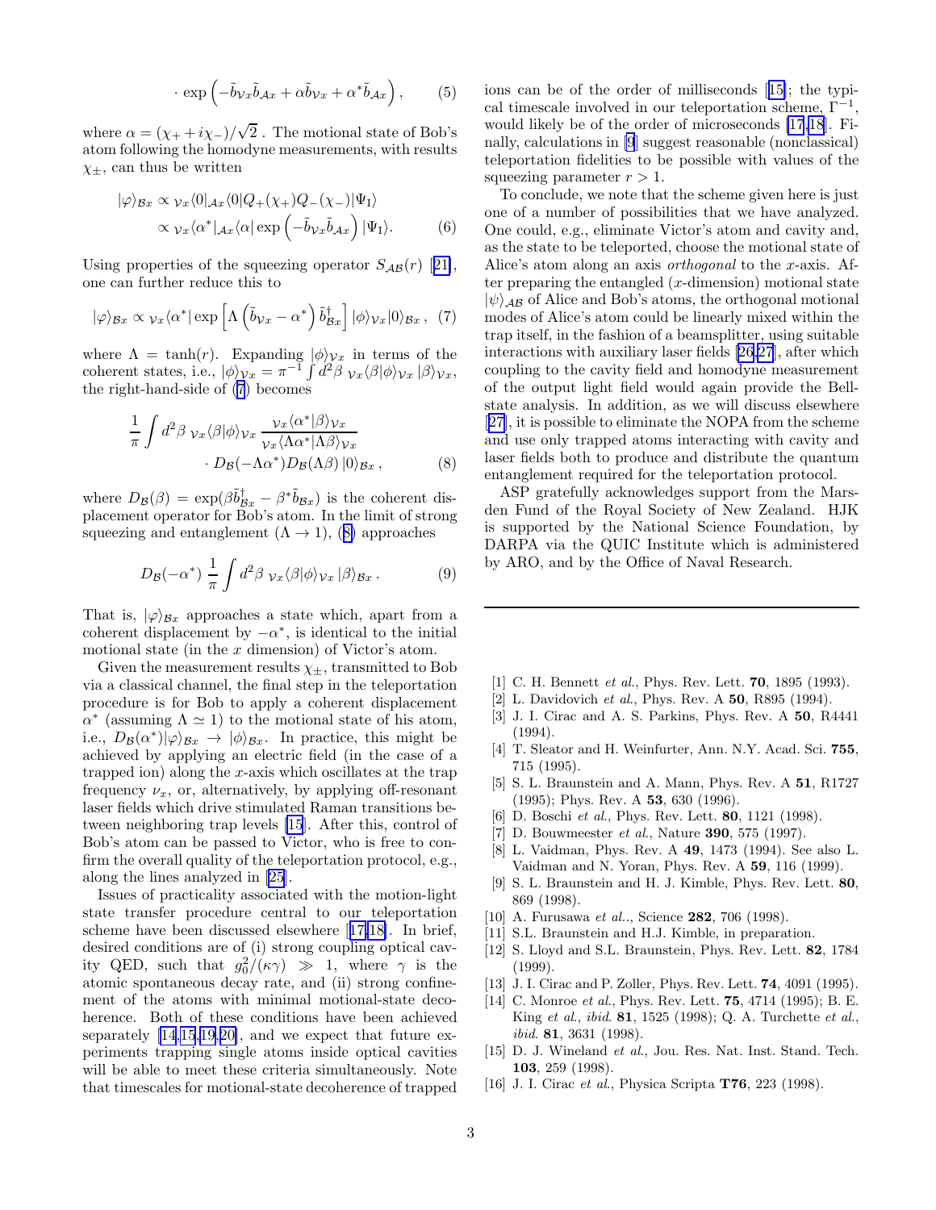$$\cdot \exp\left(-\tilde{b}_{\mathcal{V}x}\tilde{b}_{\mathcal{A}x} + \alpha\tilde{b}_{\mathcal{V}x} + \alpha^*\tilde{b}_{\mathcal{A}x}\right), \qquad (5)$$

where $\alpha = (\chi_+ + i\chi_-)/\sqrt{2}$ . The motional state of Bob's atom following the homodyne measurements, with results $\chi_\pm$, can thus be written

$$|\varphi\rangle_{\mathcal{B}x} \propto {}_{\mathcal{V}x}\langle 0|_{\mathcal{A}x}\langle 0|Q_+(\chi_+)Q_-(\chi_-)|\Psi_{\mathrm{I}}\rangle$$
$$\propto {}_{\mathcal{V}x}\langle \alpha^*|_{\mathcal{A}x}\langle \alpha| \exp\left(-\tilde{b}_{\mathcal{V}x}\tilde{b}_{\mathcal{A}x}\right)|\Psi_{\mathrm{I}}\rangle. \qquad (6)$$

Using properties of the squeezing operator $S_{\mathcal{AB}}(r)$ [21], one can further reduce this to

$$|\varphi\rangle_{\mathcal{B}x} \propto {}_{\mathcal{V}x}\langle \alpha^*| \exp\left[\Lambda\left(\tilde{b}_{\mathcal{V}x} - \alpha^*\right)\tilde{b}^\dagger_{\mathcal{B}x}\right]|\phi\rangle_{\mathcal{V}x}|0\rangle_{\mathcal{B}x}, \quad (7)$$

where $\Lambda = \tanh(r)$. Expanding $|\phi\rangle_{\mathcal{V}x}$ in terms of the coherent states, i.e., $|\phi\rangle_{\mathcal{V}x} = \pi^{-1}\int d^2\beta \; {}_{\mathcal{V}x}\langle\beta|\phi\rangle_{\mathcal{V}x}\,|\beta\rangle_{\mathcal{V}x}$, the right-hand-side of (7) becomes

$$\frac{1}{\pi}\int d^2\beta \; {}_{\mathcal{V}x}\langle\beta|\phi\rangle_{\mathcal{V}x} \, \frac{{}_{\mathcal{V}x}\langle\alpha^*|\beta\rangle_{\mathcal{V}x}}{{}_{\mathcal{V}x}\langle\Lambda\alpha^*|\Lambda\beta\rangle_{\mathcal{V}x}}$$
$$\cdot D_{\mathcal{B}}(-\Lambda\alpha^*)D_{\mathcal{B}}(\Lambda\beta)\,|0\rangle_{\mathcal{B}x}, \qquad (8)$$

where $D_{\mathcal{B}}(\beta) = \exp(\beta\tilde{b}^\dagger_{\mathcal{B}x} - \beta^*\tilde{b}_{\mathcal{B}x})$ is the coherent displacement operator for Bob's atom. In the limit of strong squeezing and entanglement ($\Lambda \to 1$), (8) approaches

$$D_{\mathcal{B}}(-\alpha^*)\,\frac{1}{\pi}\int d^2\beta \; {}_{\mathcal{V}x}\langle\beta|\phi\rangle_{\mathcal{V}x}\,|\beta\rangle_{\mathcal{B}x}. \qquad (9)$$

That is, $|\varphi\rangle_{\mathcal{B}x}$ approaches a state which, apart from a coherent displacement by $-\alpha^*$, is identical to the initial motional state (in the $x$ dimension) of Victor's atom.

Given the measurement results $\chi_\pm$, transmitted to Bob via a classical channel, the final step in the teleportation procedure is for Bob to apply a coherent displacement $\alpha^*$ (assuming $\Lambda \simeq 1$) to the motional state of his atom, i.e., $D_{\mathcal{B}}(\alpha^*)|\varphi\rangle_{\mathcal{B}x} \to |\phi\rangle_{\mathcal{B}x}$. In practice, this might be achieved by applying an electric field (in the case of a trapped ion) along the $x$-axis which oscillates at the trap frequency $\nu_x$, or, alternatively, by applying off-resonant laser fields which drive stimulated Raman transitions between neighboring trap levels [15]. After this, control of Bob's atom can be passed to Victor, who is free to confirm the overall quality of the teleportation protocol, e.g., along the lines analyzed in [25].

Issues of practicality associated with the motion-light state transfer procedure central to our teleportation scheme have been discussed elsewhere [17,18]. In brief, desired conditions are of (i) strong coupling optical cavity QED, such that $g_0^2/(\kappa\gamma) \gg 1$, where $\gamma$ is the atomic spontaneous decay rate, and (ii) strong confinement of the atoms with minimal motional-state decoherence. Both of these conditions have been achieved separately [14,15,19,20], and we expect that future experiments trapping single atoms inside optical cavities will be able to meet these criteria simultaneously. Note that timescales for motional-state decoherence of trapped ions can be of the order of milliseconds [15]; the typical timescale involved in our teleportation scheme, $\Gamma^{-1}$, would likely be of the order of microseconds [17,18]. Finally, calculations in [9] suggest reasonable (nonclassical) teleportation fidelities to be possible with values of the squeezing parameter $r > 1$.

To conclude, we note that the scheme given here is just one of a number of possibilities that we have analyzed. One could, e.g., eliminate Victor's atom and cavity and, as the state to be teleported, choose the motional state of Alice's atom along an axis *orthogonal* to the $x$-axis. After preparing the entangled ($x$-dimension) motional state $|\psi\rangle_{\mathcal{AB}}$ of Alice and Bob's atoms, the orthogonal motional modes of Alice's atom could be linearly mixed within the trap itself, in the fashion of a beamsplitter, using suitable interactions with auxiliary laser fields [26,27], after which coupling to the cavity field and homodyne measurement of the output light field would again provide the Bell-state analysis. In addition, as we will discuss elsewhere [27], it is possible to eliminate the NOPA from the scheme and use only trapped atoms interacting with cavity and laser fields both to produce and distribute the quantum entanglement required for the teleportation protocol.

ASP gratefully acknowledges support from the Marsden Fund of the Royal Society of New Zealand. HJK is supported by the National Science Foundation, by DARPA via the QUIC Institute which is administered by ARO, and by the Office of Naval Research.

---

- [1] C. H. Bennett *et al.*, Phys. Rev. Lett. **70**, 1895 (1993).
- [2] L. Davidovich *et al.*, Phys. Rev. A **50**, R895 (1994).
- [3] J. I. Cirac and A. S. Parkins, Phys. Rev. A **50**, R4441 (1994).
- [4] T. Sleator and H. Weinfurter, Ann. N.Y. Acad. Sci. **755**, 715 (1995).
- [5] S. L. Braunstein and A. Mann, Phys. Rev. A **51**, R1727 (1995); Phys. Rev. A **53**, 630 (1996).
- [6] D. Boschi *et al.*, Phys. Rev. Lett. **80**, 1121 (1998).
- [7] D. Bouwmeester *et al.*, Nature **390**, 575 (1997).
- [8] L. Vaidman, Phys. Rev. A **49**, 1473 (1994). See also L. Vaidman and N. Yoran, Phys. Rev. A **59**, 116 (1999).
- [9] S. L. Braunstein and H. J. Kimble, Phys. Rev. Lett. **80**, 869 (1998).
- [10] A. Furusawa *et al.*., Science **282**, 706 (1998).
- [11] S.L. Braunstein and H.J. Kimble, in preparation.
- [12] S. Lloyd and S.L. Braunstein, Phys. Rev. Lett. **82**, 1784 (1999).
- [13] J. I. Cirac and P. Zoller, Phys. Rev. Lett. **74**, 4091 (1995).
- [14] C. Monroe *et al.*, Phys. Rev. Lett. **75**, 4714 (1995); B. E. King *et al.*, *ibid*. **81**, 1525 (1998); Q. A. Turchette *et al.*, *ibid*. **81**, 3631 (1998).
- [15] D. J. Wineland *et al.*, Jou. Res. Nat. Inst. Stand. Tech. **103**, 259 (1998).
- [16] J. I. Cirac *et al.*, Physica Scripta **T76**, 223 (1998).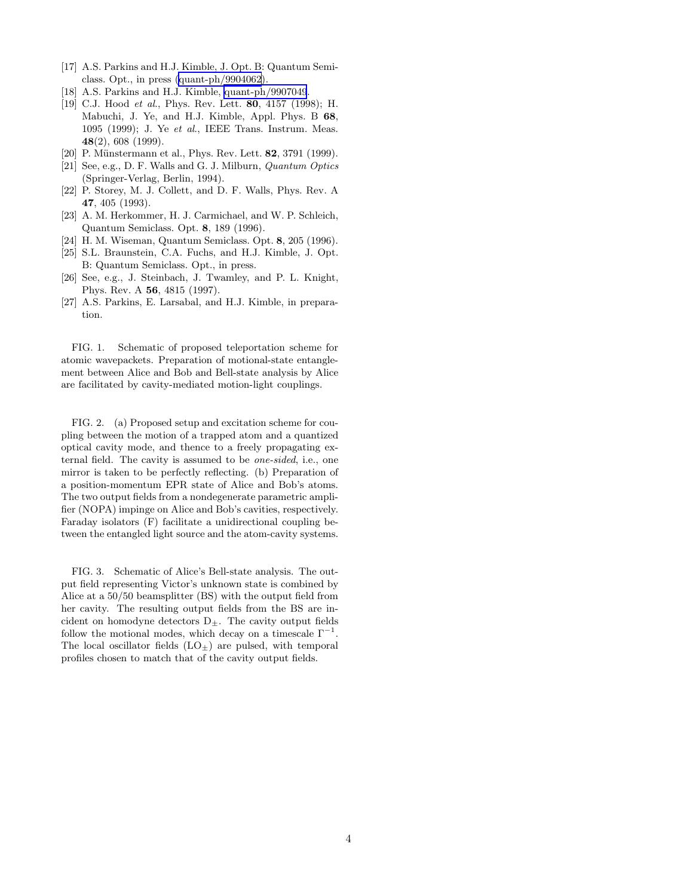[17] A.S. Parkins and H.J. Kimble, J. Opt. B: Quantum Semiclass. Opt., in press (quant-ph/9904062).

[18] A.S. Parkins and H.J. Kimble, quant-ph/9907049.

[19] C.J. Hood *et al.*, Phys. Rev. Lett. **80**, 4157 (1998); H. Mabuchi, J. Ye, and H.J. Kimble, Appl. Phys. B **68**, 1095 (1999); J. Ye *et al.*, IEEE Trans. Instrum. Meas. **48**(2), 608 (1999).

[20] P. Münstermann et al., Phys. Rev. Lett. **82**, 3791 (1999).

[21] See, e.g., D. F. Walls and G. J. Milburn, *Quantum Optics* (Springer-Verlag, Berlin, 1994).

[22] P. Storey, M. J. Collett, and D. F. Walls, Phys. Rev. A **47**, 405 (1993).

[23] A. M. Herkommer, H. J. Carmichael, and W. P. Schleich, Quantum Semiclass. Opt. **8**, 189 (1996).

[24] H. M. Wiseman, Quantum Semiclass. Opt. **8**, 205 (1996).

[25] S.L. Braunstein, C.A. Fuchs, and H.J. Kimble, J. Opt. B: Quantum Semiclass. Opt., in press.

[26] See, e.g., J. Steinbach, J. Twamley, and P. L. Knight, Phys. Rev. A **56**, 4815 (1997).

[27] A.S. Parkins, E. Larsabal, and H.J. Kimble, in preparation.

FIG. 1. Schematic of proposed teleportation scheme for atomic wavepackets. Preparation of motional-state entanglement between Alice and Bob and Bell-state analysis by Alice are facilitated by cavity-mediated motion-light couplings.

FIG. 2. (a) Proposed setup and excitation scheme for coupling between the motion of a trapped atom and a quantized optical cavity mode, and thence to a freely propagating external field. The cavity is assumed to be *one-sided*, i.e., one mirror is taken to be perfectly reflecting. (b) Preparation of a position-momentum EPR state of Alice and Bob's atoms. The two output fields from a nondegenerate parametric amplifier (NOPA) impinge on Alice and Bob's cavities, respectively. Faraday isolators (F) facilitate a unidirectional coupling between the entangled light source and the atom-cavity systems.

FIG. 3. Schematic of Alice's Bell-state analysis. The output field representing Victor's unknown state is combined by Alice at a 50/50 beamsplitter (BS) with the output field from her cavity. The resulting output fields from the BS are incident on homodyne detectors $D_{\pm}$. The cavity output fields follow the motional modes, which decay on a timescale $\Gamma^{-1}$. The local oscillator fields ($LO_{\pm}$) are pulsed, with temporal profiles chosen to match that of the cavity output fields.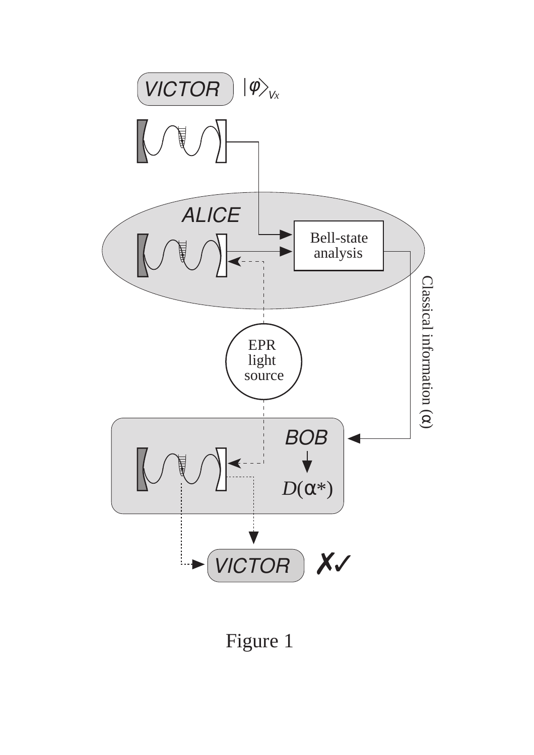Figure 1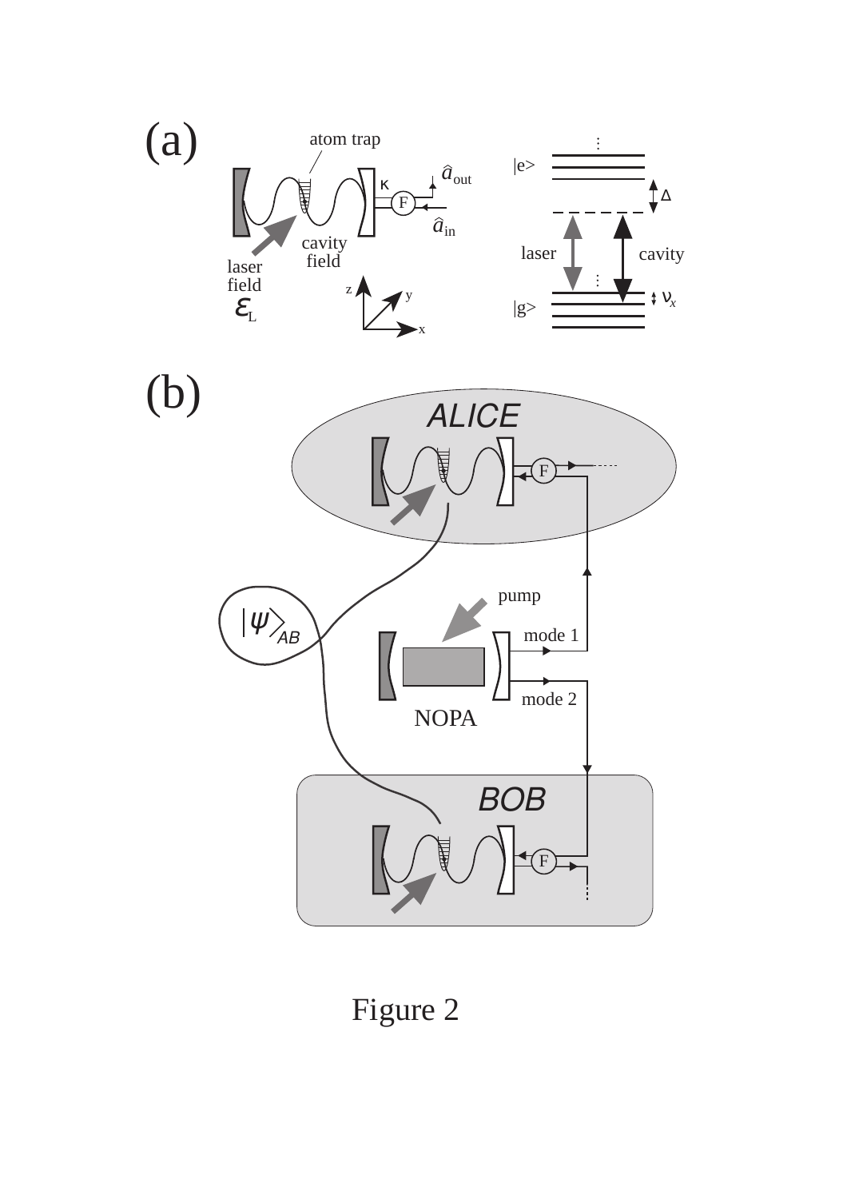Figure 2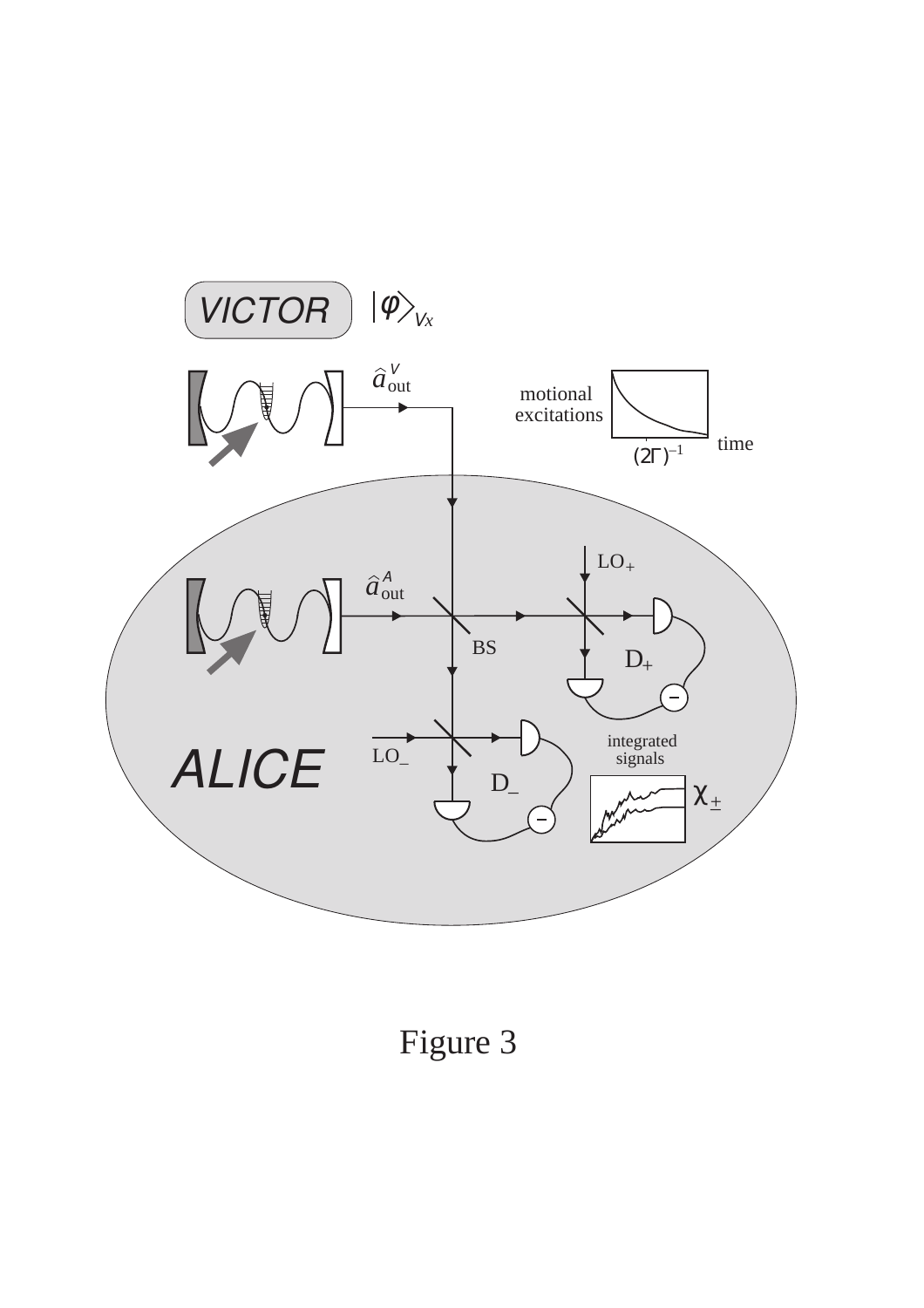VICTOR $|\varphi\rangle_{Vx}$

$\hat{a}^V_{\text{out}}$

motional excitations

$(2\Gamma)^{-1}$

time

$\text{LO}_+$

$\hat{a}^A_{\text{out}}$

BS

$\text{D}_+$

ALICE

$\text{LO}_-$

$\text{D}_-$

integrated signals

$\chi_\pm$

Figure 3